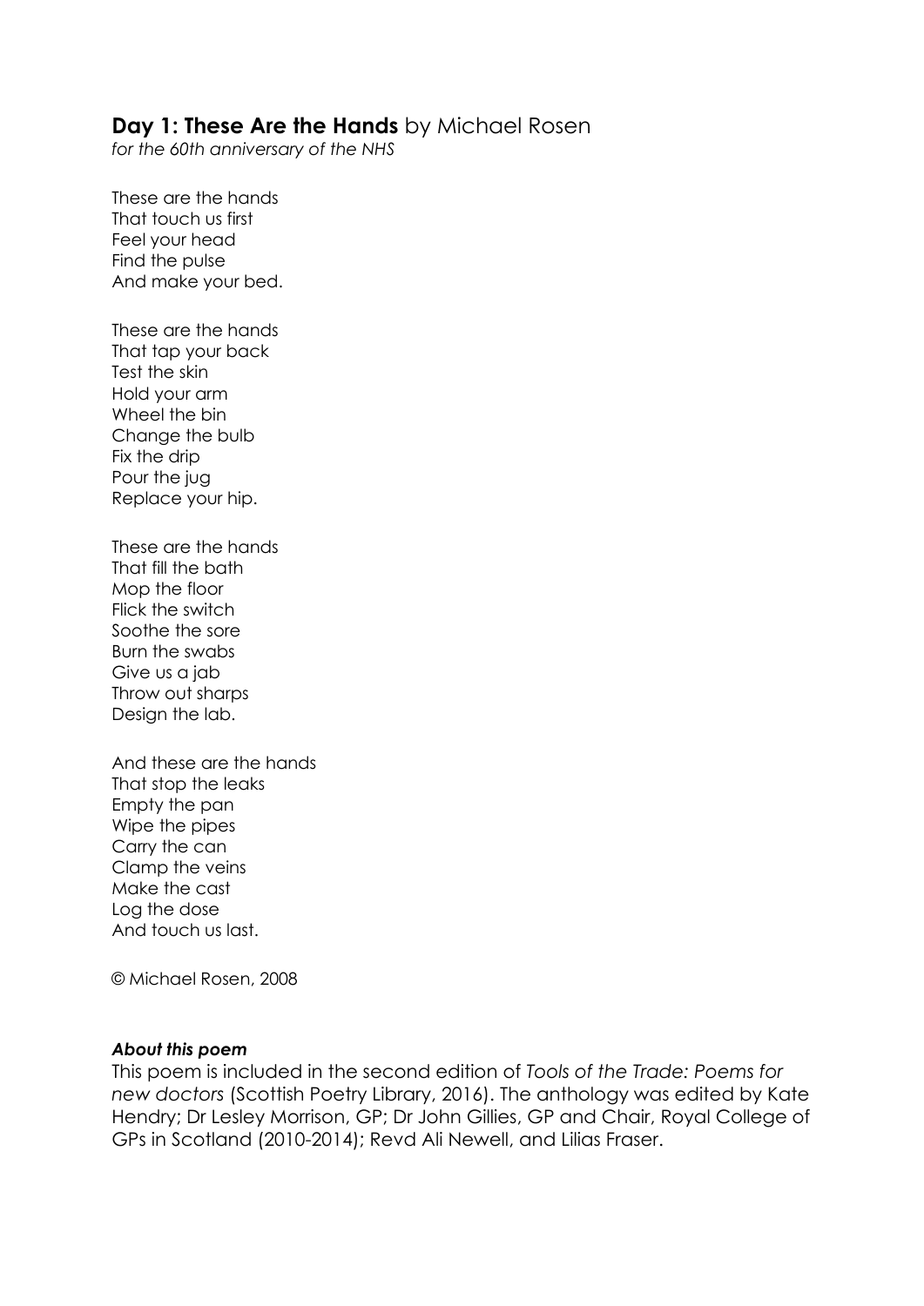## **Day 1: These Are the Hands** by Michael Rosen

*for the 60th anniversary of the NHS*

These are the hands  
That touch us first  
Feel your head  
Find the pulse  
And make your bed.

These are the hands  
That tap your back  
Test the skin  
Hold your arm  
Wheel the bin  
Change the bulb  
Fix the drip  
Pour the jug  
Replace your hip.

These are the hands  
That fill the bath  
Mop the floor  
Flick the switch  
Soothe the sore  
Burn the swabs  
Give us a jab  
Throw out sharps  
Design the lab.

And these are the hands  
That stop the leaks  
Empty the pan  
Wipe the pipes  
Carry the can  
Clamp the veins  
Make the cast  
Log the dose  
And touch us last.

© Michael Rosen, 2008

***About this poem***

This poem is included in the second edition of *Tools of the Trade: Poems for new doctors* (Scottish Poetry Library, 2016). The anthology was edited by Kate Hendry; Dr Lesley Morrison, GP; Dr John Gillies, GP and Chair, Royal College of GPs in Scotland (2010-2014); Revd Ali Newell, and Lilias Fraser.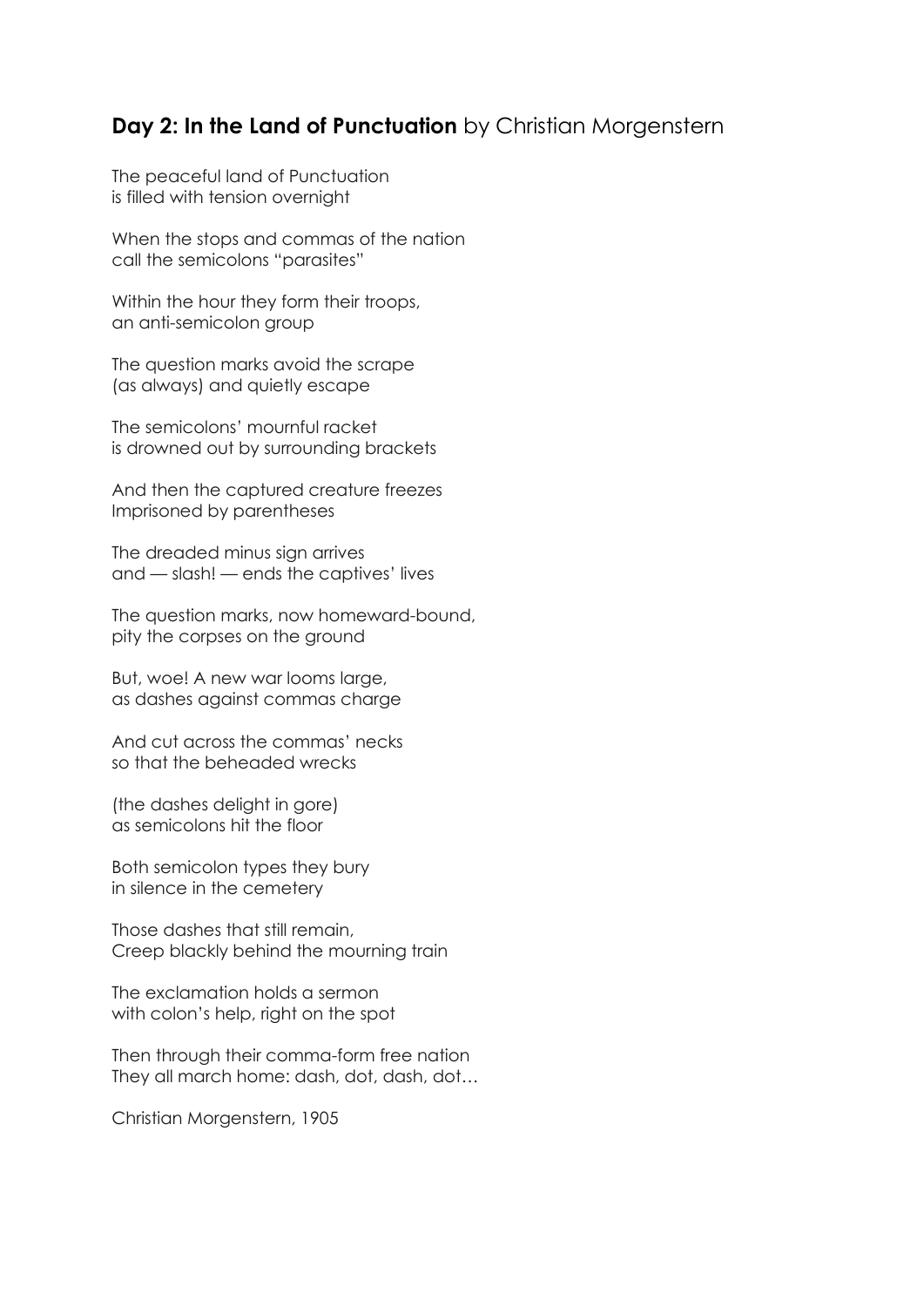## **Day 2: In the Land of Punctuation** by Christian Morgenstern

The peaceful land of Punctuation
is filled with tension overnight

When the stops and commas of the nation
call the semicolons "parasites"

Within the hour they form their troops,
an anti-semicolon group

The question marks avoid the scrape
(as always) and quietly escape

The semicolons' mournful racket
is drowned out by surrounding brackets

And then the captured creature freezes
Imprisoned by parentheses

The dreaded minus sign arrives
and — slash! — ends the captives' lives

The question marks, now homeward-bound,
pity the corpses on the ground

But, woe! A new war looms large,
as dashes against commas charge

And cut across the commas' necks
so that the beheaded wrecks

(the dashes delight in gore)
as semicolons hit the floor

Both semicolon types they bury
in silence in the cemetery

Those dashes that still remain,
Creep blackly behind the mourning train

The exclamation holds a sermon
with colon's help, right on the spot

Then through their comma-form free nation
They all march home: dash, dot, dash, dot…

Christian Morgenstern, 1905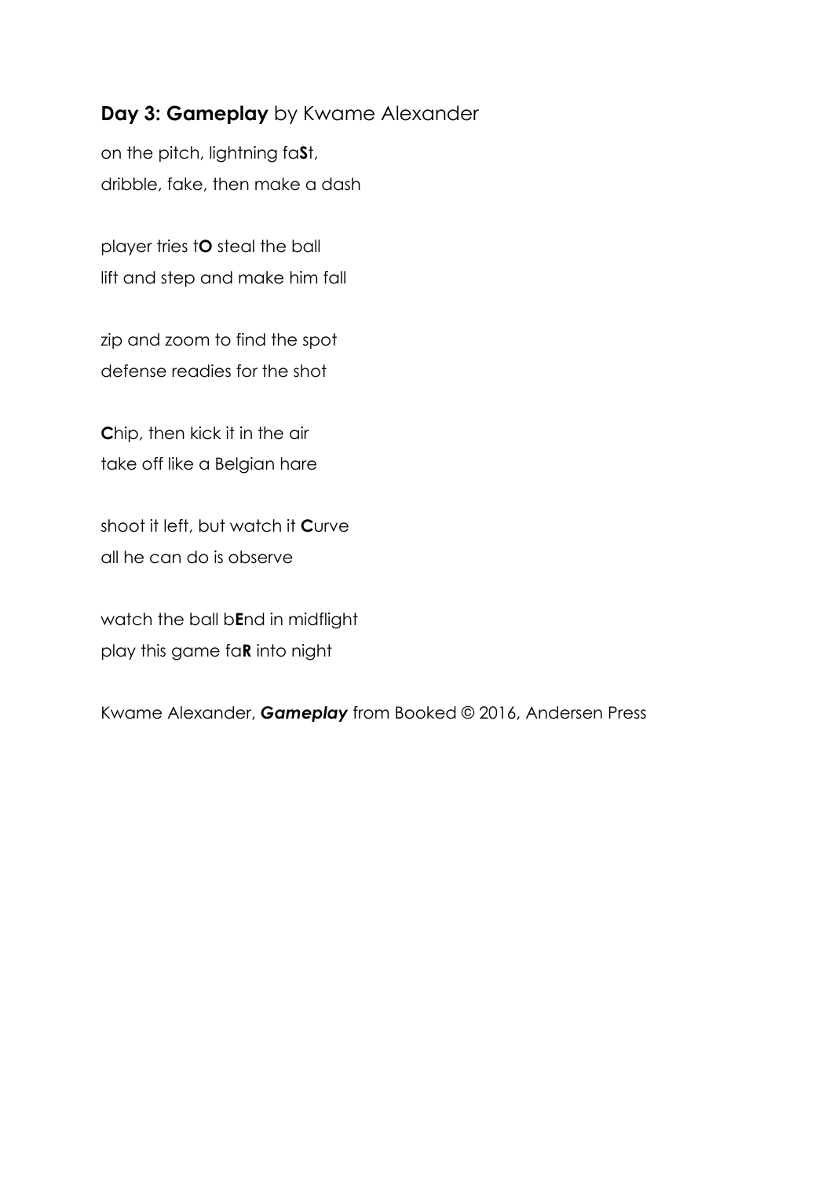## **Day 3: Gameplay** by Kwame Alexander

on the pitch, lightning fa**S**t,  
dribble, fake, then make a dash

player tries t**O** steal the ball  
lift and step and make him fall

zip and zoom to find the spot  
defense readies for the shot

**C**hip, then kick it in the air  
take off like a Belgian hare

shoot it left, but watch it **C**urve  
all he can do is observe

watch the ball b**E**nd in midflight  
play this game fa**R** into night

Kwame Alexander, ***Gameplay*** from Booked © 2016, Andersen Press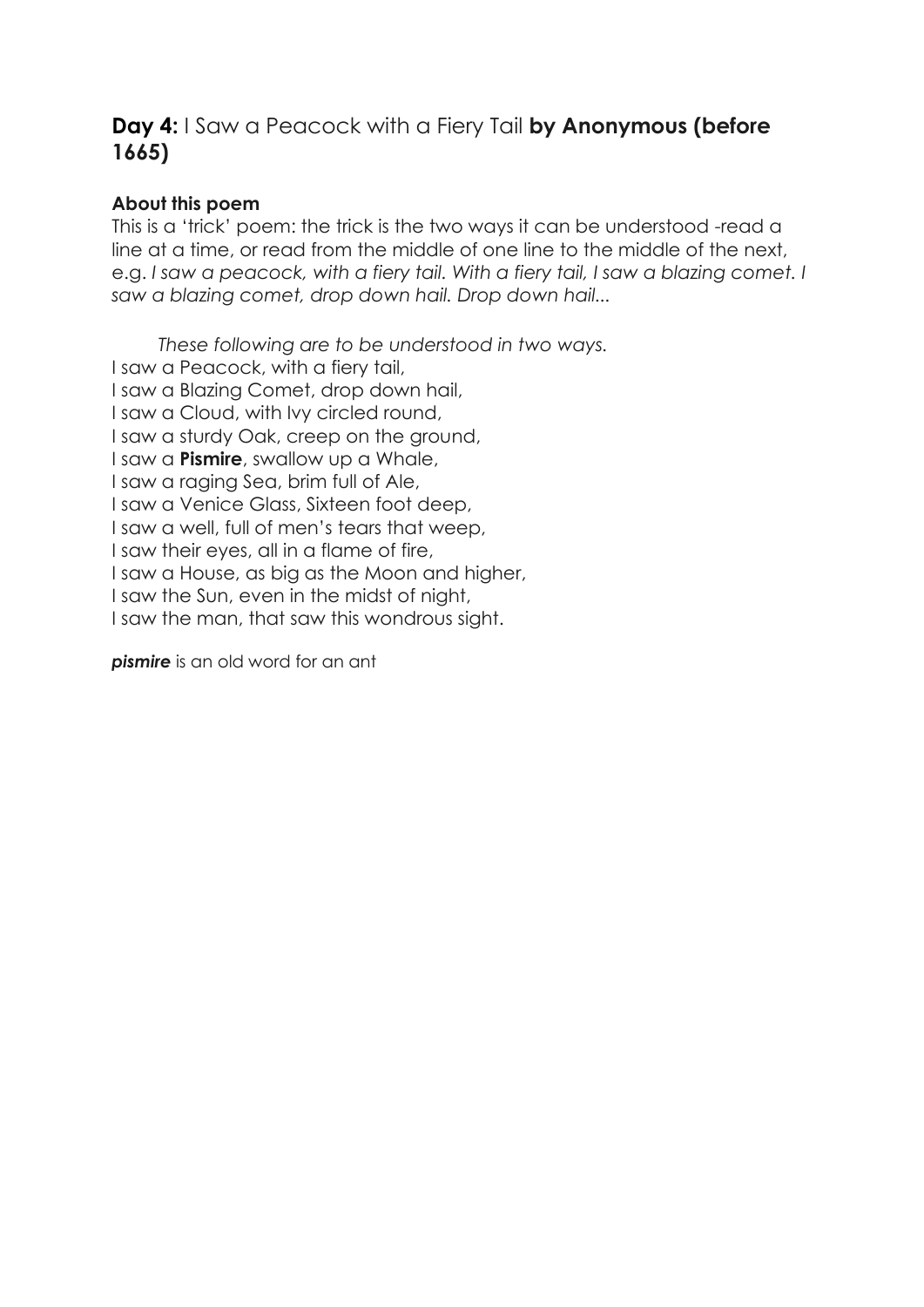## **Day 4:** I Saw a Peacock with a Fiery Tail **by Anonymous (before 1665)**

**About this poem**

This is a 'trick' poem: the trick is the two ways it can be understood -read a line at a time, or read from the middle of one line to the middle of the next, e.g. *I saw a peacock, with a fiery tail. With a fiery tail, I saw a blazing comet. I saw a blazing comet, drop down hail. Drop down hail...*

*These following are to be understood in two ways.*

I saw a Peacock, with a fiery tail,  
I saw a Blazing Comet, drop down hail,  
I saw a Cloud, with Ivy circled round,  
I saw a sturdy Oak, creep on the ground,  
I saw a **Pismire**, swallow up a Whale,  
I saw a raging Sea, brim full of Ale,  
I saw a Venice Glass, Sixteen foot deep,  
I saw a well, full of men's tears that weep,  
I saw their eyes, all in a flame of fire,  
I saw a House, as big as the Moon and higher,  
I saw the Sun, even in the midst of night,  
I saw the man, that saw this wondrous sight.

***pismire*** is an old word for an ant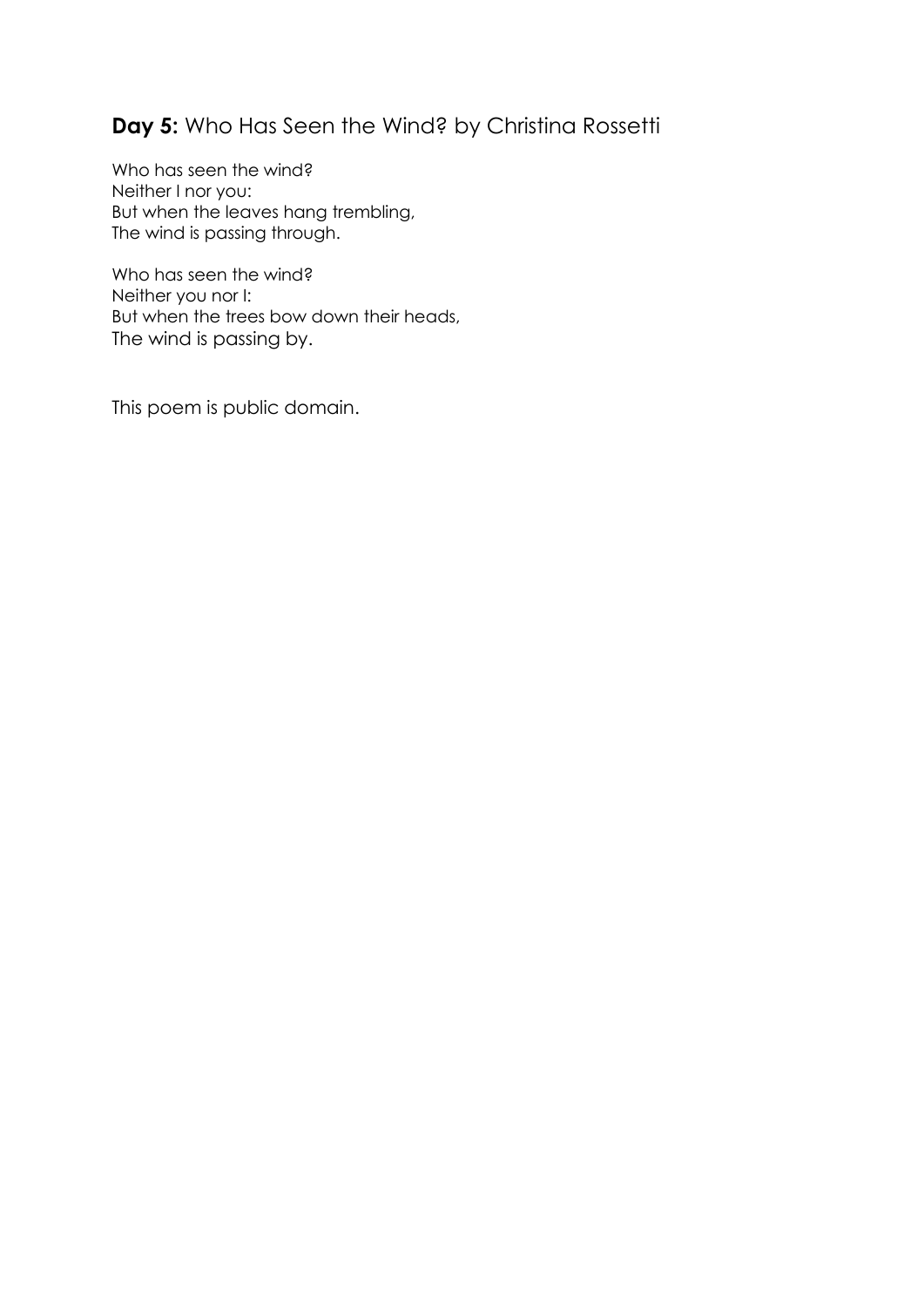## **Day 5:** Who Has Seen the Wind? by Christina Rossetti

Who has seen the wind?
Neither I nor you:
But when the leaves hang trembling,
The wind is passing through.

Who has seen the wind?
Neither you nor I:
But when the trees bow down their heads,
The wind is passing by.

This poem is public domain.